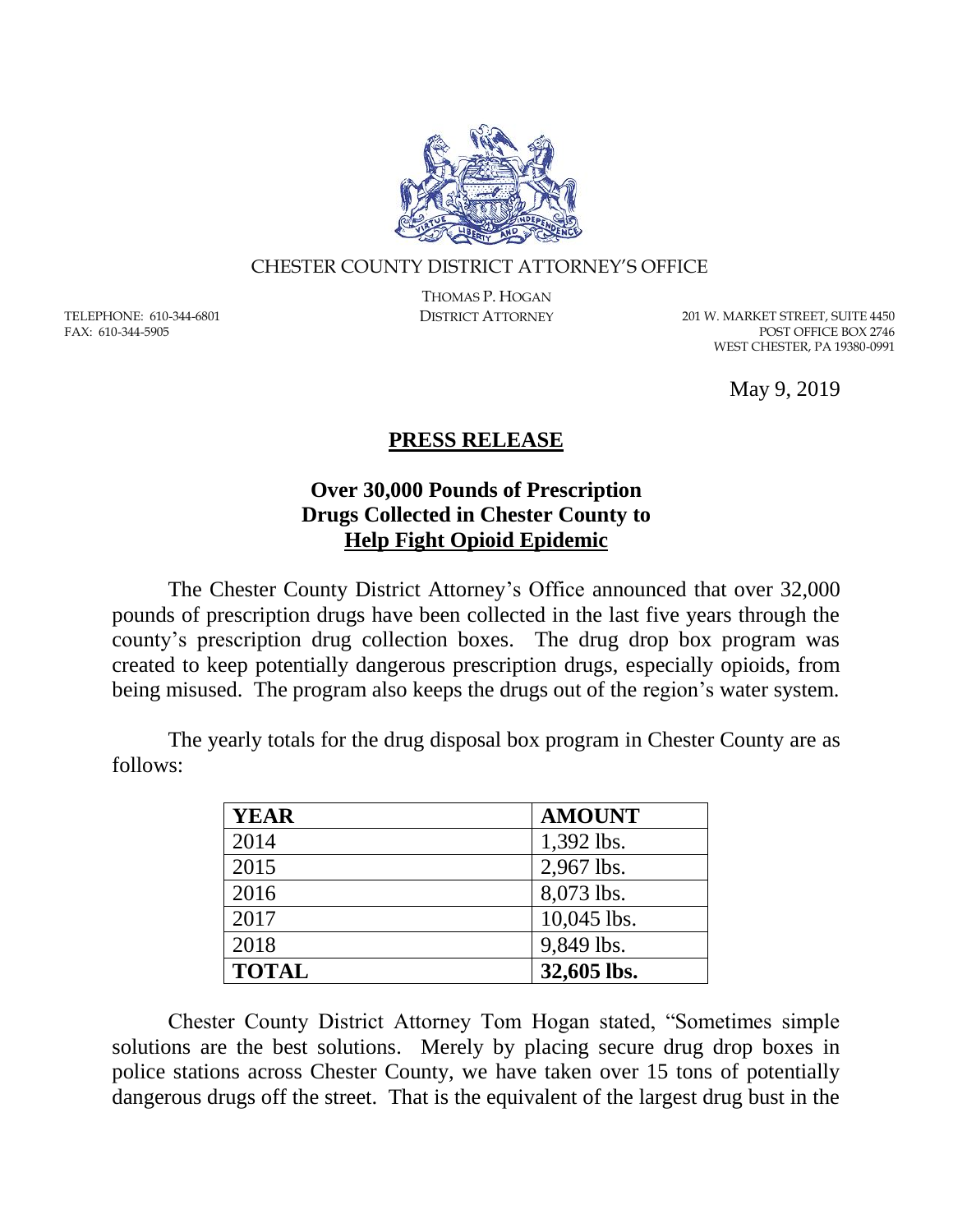CHESTER COUNTY DISTRICT ATTORNEY'S OFFICE

THOMAS P. HOGAN
DISTRICT ATTORNEY

TELEPHONE: 610-344-6801
FAX: 610-344-5905

201 W. MARKET STREET, SUITE 4450
POST OFFICE BOX 2746
WEST CHESTER, PA 19380-0991

May 9, 2019

## PRESS RELEASE

### Over 30,000 Pounds of Prescription Drugs Collected in Chester County to Help Fight Opioid Epidemic

The Chester County District Attorney's Office announced that over 32,000 pounds of prescription drugs have been collected in the last five years through the county's prescription drug collection boxes. The drug drop box program was created to keep potentially dangerous prescription drugs, especially opioids, from being misused. The program also keeps the drugs out of the region's water system.

The yearly totals for the drug disposal box program in Chester County are as follows:

| YEAR | AMOUNT |
| --- | --- |
| 2014 | 1,392 lbs. |
| 2015 | 2,967 lbs. |
| 2016 | 8,073 lbs. |
| 2017 | 10,045 lbs. |
| 2018 | 9,849 lbs. |
| **TOTAL** | **32,605 lbs.** |

Chester County District Attorney Tom Hogan stated, "Sometimes simple solutions are the best solutions. Merely by placing secure drug drop boxes in police stations across Chester County, we have taken over 15 tons of potentially dangerous drugs off the street. That is the equivalent of the largest drug bust in the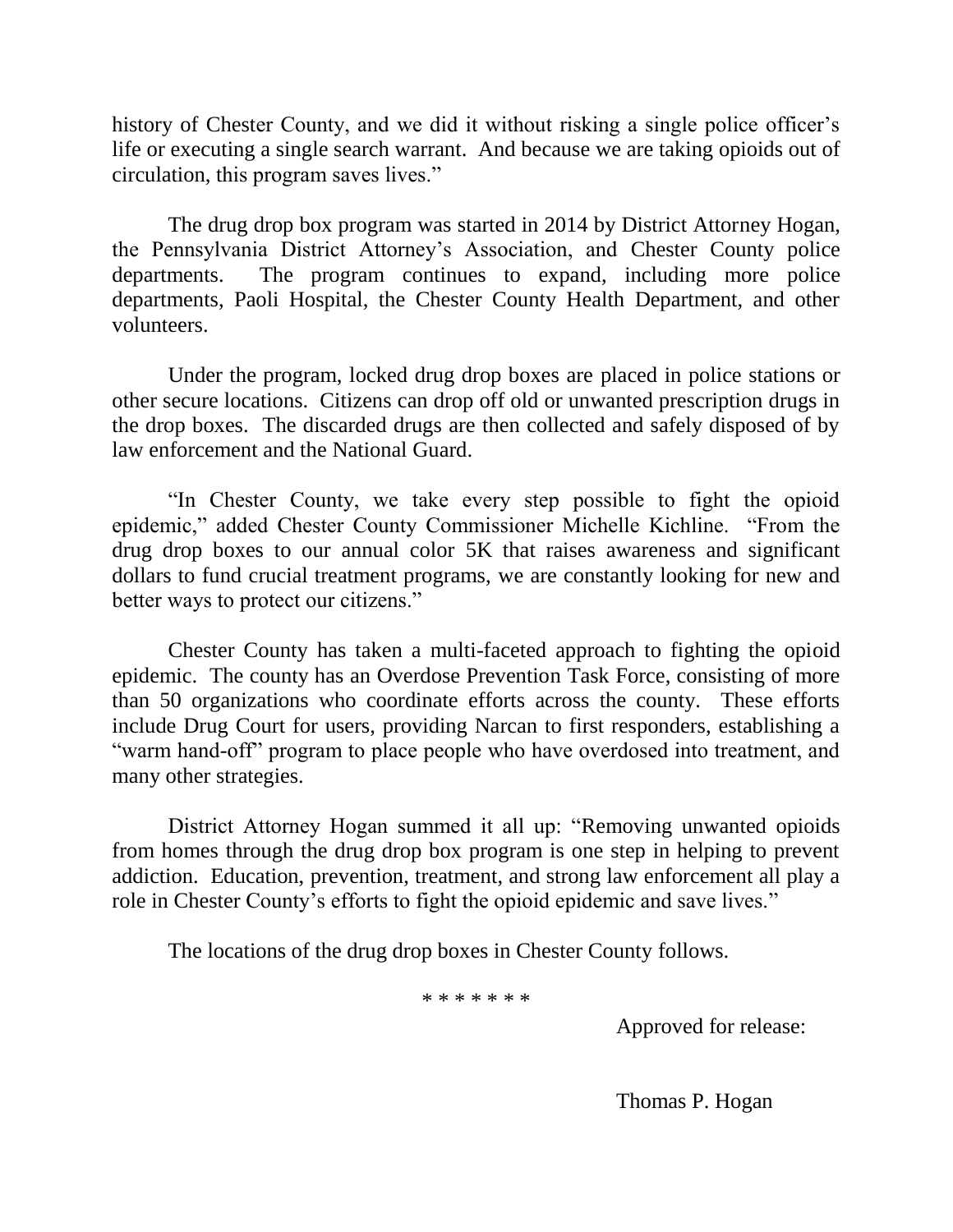history of Chester County, and we did it without risking a single police officer's life or executing a single search warrant. And because we are taking opioids out of circulation, this program saves lives."

The drug drop box program was started in 2014 by District Attorney Hogan, the Pennsylvania District Attorney's Association, and Chester County police departments. The program continues to expand, including more police departments, Paoli Hospital, the Chester County Health Department, and other volunteers.

Under the program, locked drug drop boxes are placed in police stations or other secure locations. Citizens can drop off old or unwanted prescription drugs in the drop boxes. The discarded drugs are then collected and safely disposed of by law enforcement and the National Guard.

"In Chester County, we take every step possible to fight the opioid epidemic," added Chester County Commissioner Michelle Kichline. "From the drug drop boxes to our annual color 5K that raises awareness and significant dollars to fund crucial treatment programs, we are constantly looking for new and better ways to protect our citizens."

Chester County has taken a multi-faceted approach to fighting the opioid epidemic. The county has an Overdose Prevention Task Force, consisting of more than 50 organizations who coordinate efforts across the county. These efforts include Drug Court for users, providing Narcan to first responders, establishing a "warm hand-off" program to place people who have overdosed into treatment, and many other strategies.

District Attorney Hogan summed it all up: "Removing unwanted opioids from homes through the drug drop box program is one step in helping to prevent addiction. Education, prevention, treatment, and strong law enforcement all play a role in Chester County's efforts to fight the opioid epidemic and save lives."

The locations of the drug drop boxes in Chester County follows.

\* \* \* \* \* \* \*

Approved for release:

Thomas P. Hogan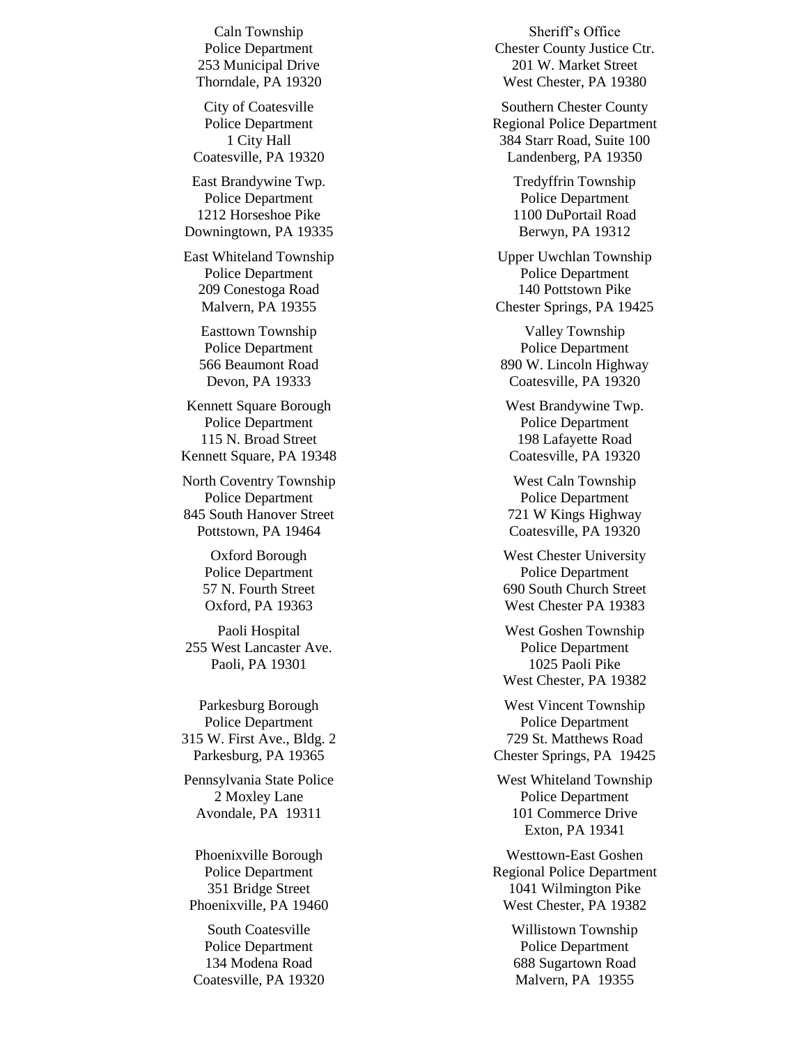Caln Township
Police Department
253 Municipal Drive
Thorndale, PA 19320

City of Coatesville
Police Department
1 City Hall
Coatesville, PA 19320

East Brandywine Twp.
Police Department
1212 Horseshoe Pike
Downingtown, PA 19335

East Whiteland Township
Police Department
209 Conestoga Road
Malvern, PA 19355

Easttown Township
Police Department
566 Beaumont Road
Devon, PA 19333

Kennett Square Borough
Police Department
115 N. Broad Street
Kennett Square, PA 19348

North Coventry Township
Police Department
845 South Hanover Street
Pottstown, PA 19464

Oxford Borough
Police Department
57 N. Fourth Street
Oxford, PA 19363

Paoli Hospital
255 West Lancaster Ave.
Paoli, PA 19301

Parkesburg Borough
Police Department
315 W. First Ave., Bldg. 2
Parkesburg, PA 19365

Pennsylvania State Police
2 Moxley Lane
Avondale, PA 19311

Phoenixville Borough
Police Department
351 Bridge Street
Phoenixville, PA 19460

South Coatesville
Police Department
134 Modena Road
Coatesville, PA 19320

Sheriff's Office
Chester County Justice Ctr.
201 W. Market Street
West Chester, PA 19380

Southern Chester County
Regional Police Department
384 Starr Road, Suite 100
Landenberg, PA 19350

Tredyffrin Township
Police Department
1100 DuPortail Road
Berwyn, PA 19312

Upper Uwchlan Township
Police Department
140 Pottstown Pike
Chester Springs, PA 19425

Valley Township
Police Department
890 W. Lincoln Highway
Coatesville, PA 19320

West Brandywine Twp.
Police Department
198 Lafayette Road
Coatesville, PA 19320

West Caln Township
Police Department
721 W Kings Highway
Coatesville, PA 19320

West Chester University
Police Department
690 South Church Street
West Chester PA 19383

West Goshen Township
Police Department
1025 Paoli Pike
West Chester, PA 19382

West Vincent Township
Police Department
729 St. Matthews Road
Chester Springs, PA 19425

West Whiteland Township
Police Department
101 Commerce Drive
Exton, PA 19341

Westtown-East Goshen
Regional Police Department
1041 Wilmington Pike
West Chester, PA 19382

Willistown Township
Police Department
688 Sugartown Road
Malvern, PA 19355